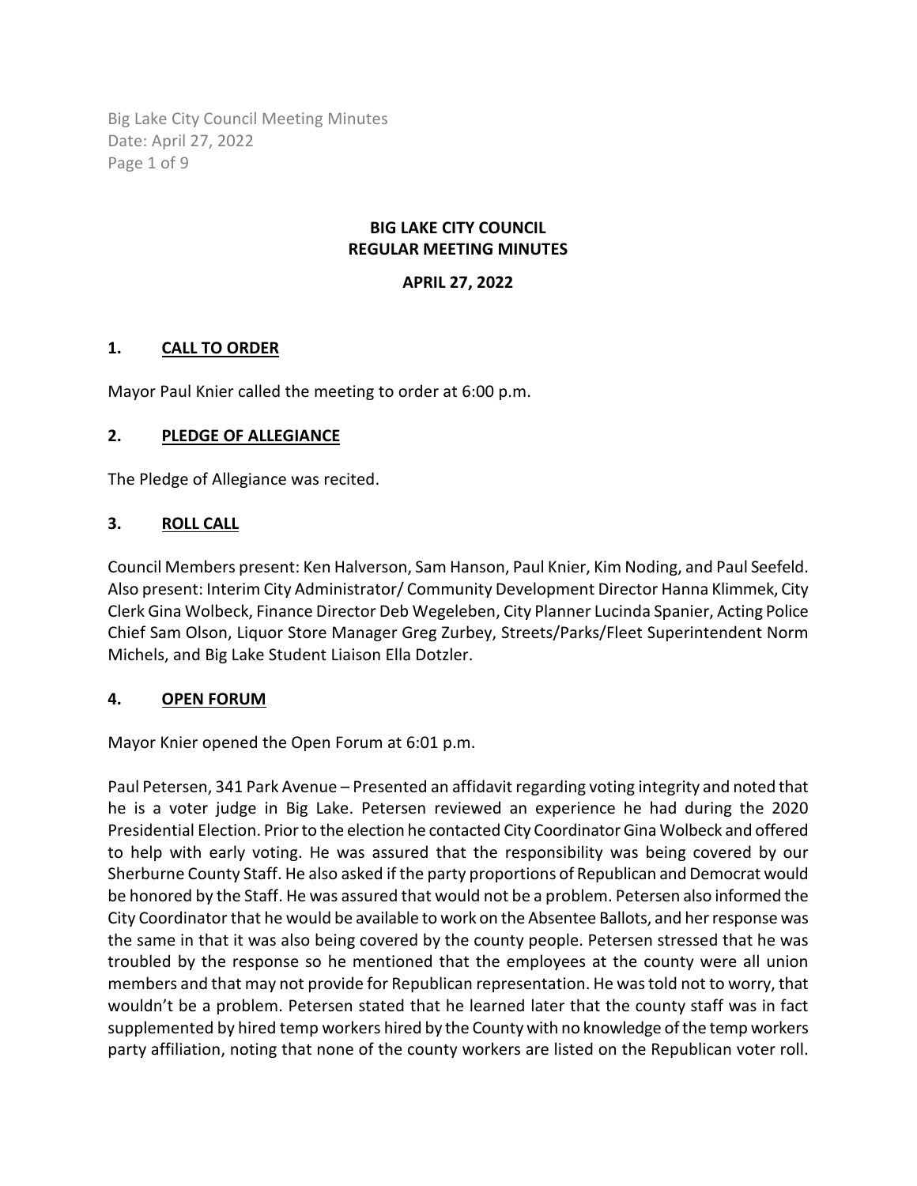# BIG LAKE CITY COUNCIL
# REGULAR MEETING MINUTES

**APRIL 27, 2022**

## 1. CALL TO ORDER

Mayor Paul Knier called the meeting to order at 6:00 p.m.

## 2. PLEDGE OF ALLEGIANCE

The Pledge of Allegiance was recited.

## 3. ROLL CALL

Council Members present: Ken Halverson, Sam Hanson, Paul Knier, Kim Noding, and Paul Seefeld. Also present: Interim City Administrator/ Community Development Director Hanna Klimmek, City Clerk Gina Wolbeck, Finance Director Deb Wegeleben, City Planner Lucinda Spanier, Acting Police Chief Sam Olson, Liquor Store Manager Greg Zurbey, Streets/Parks/Fleet Superintendent Norm Michels, and Big Lake Student Liaison Ella Dotzler.

## 4. OPEN FORUM

Mayor Knier opened the Open Forum at 6:01 p.m.

Paul Petersen, 341 Park Avenue – Presented an affidavit regarding voting integrity and noted that he is a voter judge in Big Lake. Petersen reviewed an experience he had during the 2020 Presidential Election. Prior to the election he contacted City Coordinator Gina Wolbeck and offered to help with early voting. He was assured that the responsibility was being covered by our Sherburne County Staff. He also asked if the party proportions of Republican and Democrat would be honored by the Staff. He was assured that would not be a problem. Petersen also informed the City Coordinator that he would be available to work on the Absentee Ballots, and her response was the same in that it was also being covered by the county people. Petersen stressed that he was troubled by the response so he mentioned that the employees at the county were all union members and that may not provide for Republican representation. He was told not to worry, that wouldn't be a problem. Petersen stated that he learned later that the county staff was in fact supplemented by hired temp workers hired by the County with no knowledge of the temp workers party affiliation, noting that none of the county workers are listed on the Republican voter roll.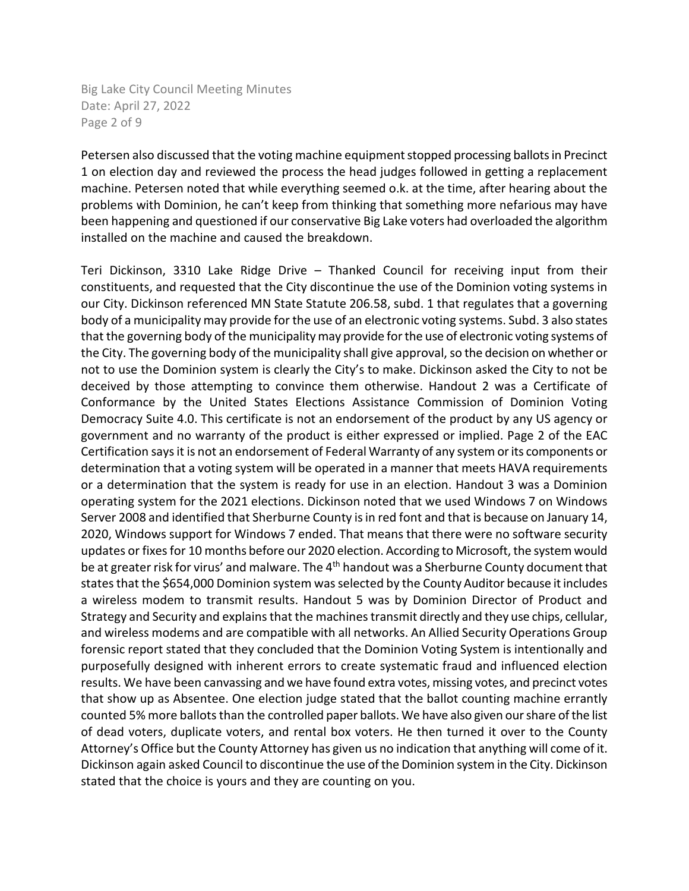Petersen also discussed that the voting machine equipment stopped processing ballots in Precinct 1 on election day and reviewed the process the head judges followed in getting a replacement machine. Petersen noted that while everything seemed o.k. at the time, after hearing about the problems with Dominion, he can't keep from thinking that something more nefarious may have been happening and questioned if our conservative Big Lake voters had overloaded the algorithm installed on the machine and caused the breakdown.

Teri Dickinson, 3310 Lake Ridge Drive – Thanked Council for receiving input from their constituents, and requested that the City discontinue the use of the Dominion voting systems in our City. Dickinson referenced MN State Statute 206.58, subd. 1 that regulates that a governing body of a municipality may provide for the use of an electronic voting systems. Subd. 3 also states that the governing body of the municipality may provide for the use of electronic voting systems of the City. The governing body of the municipality shall give approval, so the decision on whether or not to use the Dominion system is clearly the City's to make. Dickinson asked the City to not be deceived by those attempting to convince them otherwise. Handout 2 was a Certificate of Conformance by the United States Elections Assistance Commission of Dominion Voting Democracy Suite 4.0. This certificate is not an endorsement of the product by any US agency or government and no warranty of the product is either expressed or implied. Page 2 of the EAC Certification says it is not an endorsement of Federal Warranty of any system or its components or determination that a voting system will be operated in a manner that meets HAVA requirements or a determination that the system is ready for use in an election. Handout 3 was a Dominion operating system for the 2021 elections. Dickinson noted that we used Windows 7 on Windows Server 2008 and identified that Sherburne County is in red font and that is because on January 14, 2020, Windows support for Windows 7 ended. That means that there were no software security updates or fixes for 10 months before our 2020 election. According to Microsoft, the system would be at greater risk for virus' and malware. The 4th handout was a Sherburne County document that states that the $654,000 Dominion system was selected by the County Auditor because it includes a wireless modem to transmit results. Handout 5 was by Dominion Director of Product and Strategy and Security and explains that the machines transmit directly and they use chips, cellular, and wireless modems and are compatible with all networks. An Allied Security Operations Group forensic report stated that they concluded that the Dominion Voting System is intentionally and purposefully designed with inherent errors to create systematic fraud and influenced election results. We have been canvassing and we have found extra votes, missing votes, and precinct votes that show up as Absentee. One election judge stated that the ballot counting machine errantly counted 5% more ballots than the controlled paper ballots. We have also given our share of the list of dead voters, duplicate voters, and rental box voters. He then turned it over to the County Attorney's Office but the County Attorney has given us no indication that anything will come of it. Dickinson again asked Council to discontinue the use of the Dominion system in the City. Dickinson stated that the choice is yours and they are counting on you.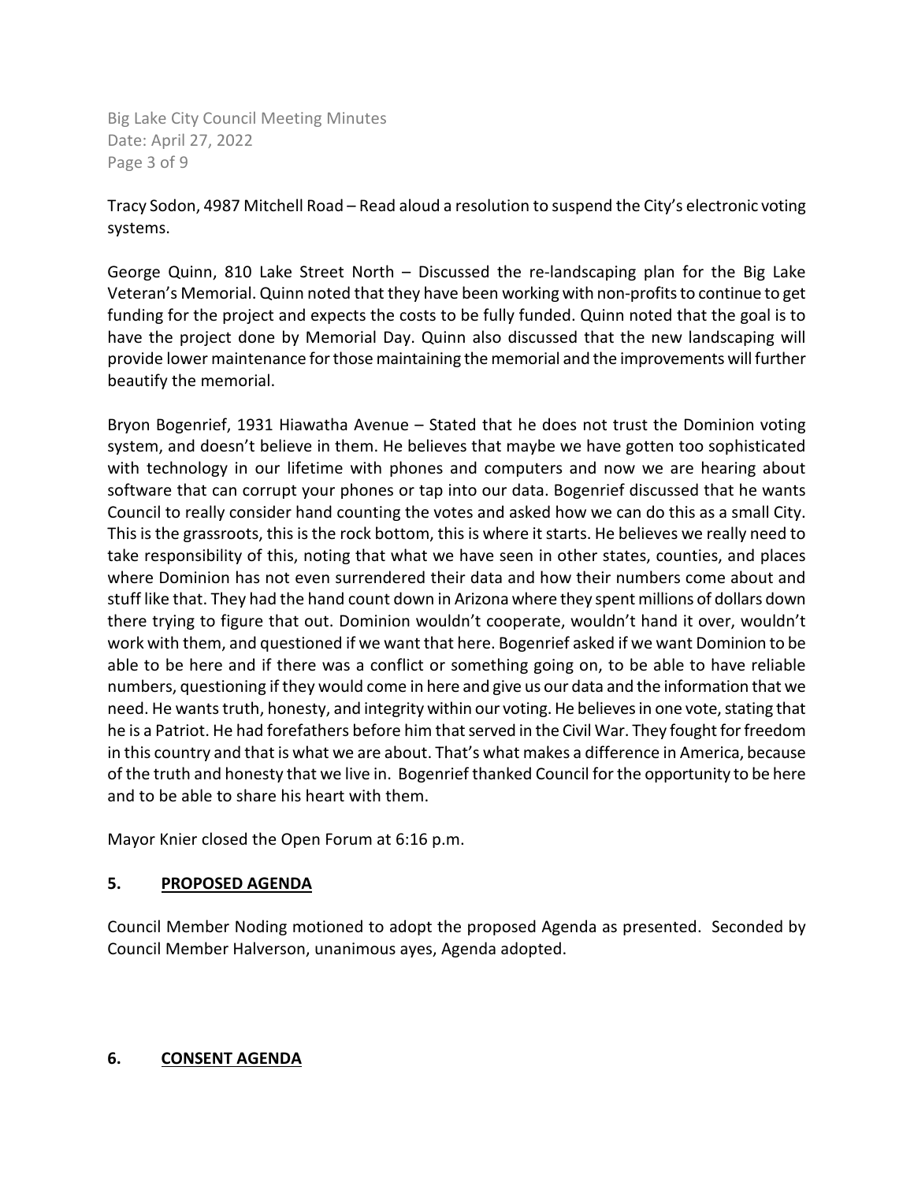Tracy Sodon, 4987 Mitchell Road – Read aloud a resolution to suspend the City's electronic voting systems.

George Quinn, 810 Lake Street North – Discussed the re-landscaping plan for the Big Lake Veteran's Memorial. Quinn noted that they have been working with non-profits to continue to get funding for the project and expects the costs to be fully funded. Quinn noted that the goal is to have the project done by Memorial Day. Quinn also discussed that the new landscaping will provide lower maintenance for those maintaining the memorial and the improvements will further beautify the memorial.

Bryon Bogenrief, 1931 Hiawatha Avenue – Stated that he does not trust the Dominion voting system, and doesn't believe in them. He believes that maybe we have gotten too sophisticated with technology in our lifetime with phones and computers and now we are hearing about software that can corrupt your phones or tap into our data. Bogenrief discussed that he wants Council to really consider hand counting the votes and asked how we can do this as a small City. This is the grassroots, this is the rock bottom, this is where it starts. He believes we really need to take responsibility of this, noting that what we have seen in other states, counties, and places where Dominion has not even surrendered their data and how their numbers come about and stuff like that. They had the hand count down in Arizona where they spent millions of dollars down there trying to figure that out. Dominion wouldn't cooperate, wouldn't hand it over, wouldn't work with them, and questioned if we want that here. Bogenrief asked if we want Dominion to be able to be here and if there was a conflict or something going on, to be able to have reliable numbers, questioning if they would come in here and give us our data and the information that we need. He wants truth, honesty, and integrity within our voting. He believes in one vote, stating that he is a Patriot. He had forefathers before him that served in the Civil War. They fought for freedom in this country and that is what we are about. That's what makes a difference in America, because of the truth and honesty that we live in. Bogenrief thanked Council for the opportunity to be here and to be able to share his heart with them.

Mayor Knier closed the Open Forum at 6:16 p.m.

## 5. PROPOSED AGENDA

Council Member Noding motioned to adopt the proposed Agenda as presented. Seconded by Council Member Halverson, unanimous ayes, Agenda adopted.

## 6. CONSENT AGENDA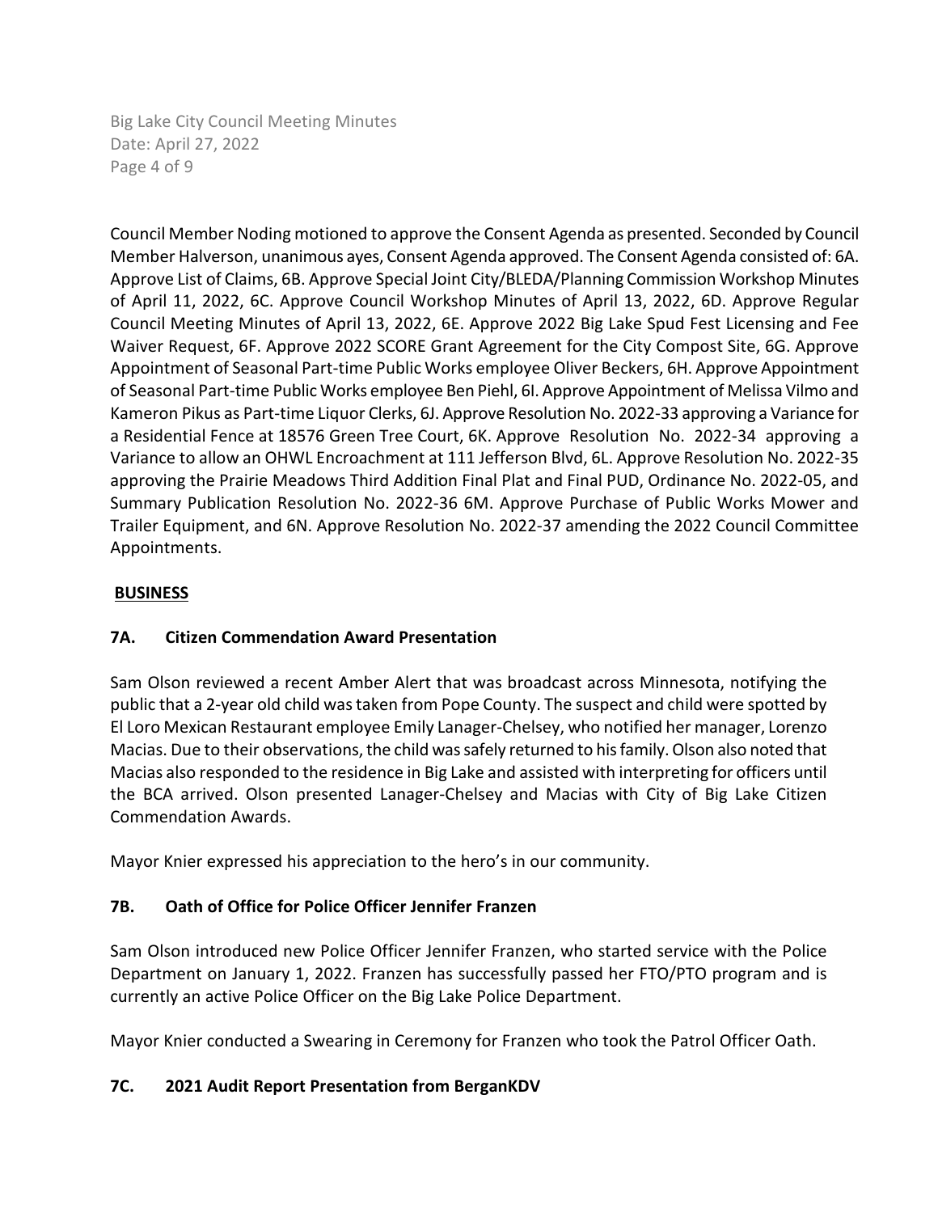Council Member Noding motioned to approve the Consent Agenda as presented. Seconded by Council Member Halverson, unanimous ayes, Consent Agenda approved. The Consent Agenda consisted of: 6A. Approve List of Claims, 6B. Approve Special Joint City/BLEDA/Planning Commission Workshop Minutes of April 11, 2022, 6C. Approve Council Workshop Minutes of April 13, 2022, 6D. Approve Regular Council Meeting Minutes of April 13, 2022, 6E. Approve 2022 Big Lake Spud Fest Licensing and Fee Waiver Request, 6F. Approve 2022 SCORE Grant Agreement for the City Compost Site, 6G. Approve Appointment of Seasonal Part-time Public Works employee Oliver Beckers, 6H. Approve Appointment of Seasonal Part-time Public Works employee Ben Piehl, 6I. Approve Appointment of Melissa Vilmo and Kameron Pikus as Part-time Liquor Clerks, 6J. Approve Resolution No. 2022-33 approving a Variance for a Residential Fence at 18576 Green Tree Court, 6K. Approve Resolution No. 2022-34 approving a Variance to allow an OHWL Encroachment at 111 Jefferson Blvd, 6L. Approve Resolution No. 2022-35 approving the Prairie Meadows Third Addition Final Plat and Final PUD, Ordinance No. 2022-05, and Summary Publication Resolution No. 2022-36 6M. Approve Purchase of Public Works Mower and Trailer Equipment, and 6N. Approve Resolution No. 2022-37 amending the 2022 Council Committee Appointments.

**BUSINESS**

### 7A. Citizen Commendation Award Presentation

Sam Olson reviewed a recent Amber Alert that was broadcast across Minnesota, notifying the public that a 2-year old child was taken from Pope County. The suspect and child were spotted by El Loro Mexican Restaurant employee Emily Lanager-Chelsey, who notified her manager, Lorenzo Macias. Due to their observations, the child was safely returned to his family. Olson also noted that Macias also responded to the residence in Big Lake and assisted with interpreting for officers until the BCA arrived. Olson presented Lanager-Chelsey and Macias with City of Big Lake Citizen Commendation Awards.

Mayor Knier expressed his appreciation to the hero's in our community.

### 7B. Oath of Office for Police Officer Jennifer Franzen

Sam Olson introduced new Police Officer Jennifer Franzen, who started service with the Police Department on January 1, 2022. Franzen has successfully passed her FTO/PTO program and is currently an active Police Officer on the Big Lake Police Department.

Mayor Knier conducted a Swearing in Ceremony for Franzen who took the Patrol Officer Oath.

### 7C. 2021 Audit Report Presentation from BerganKDV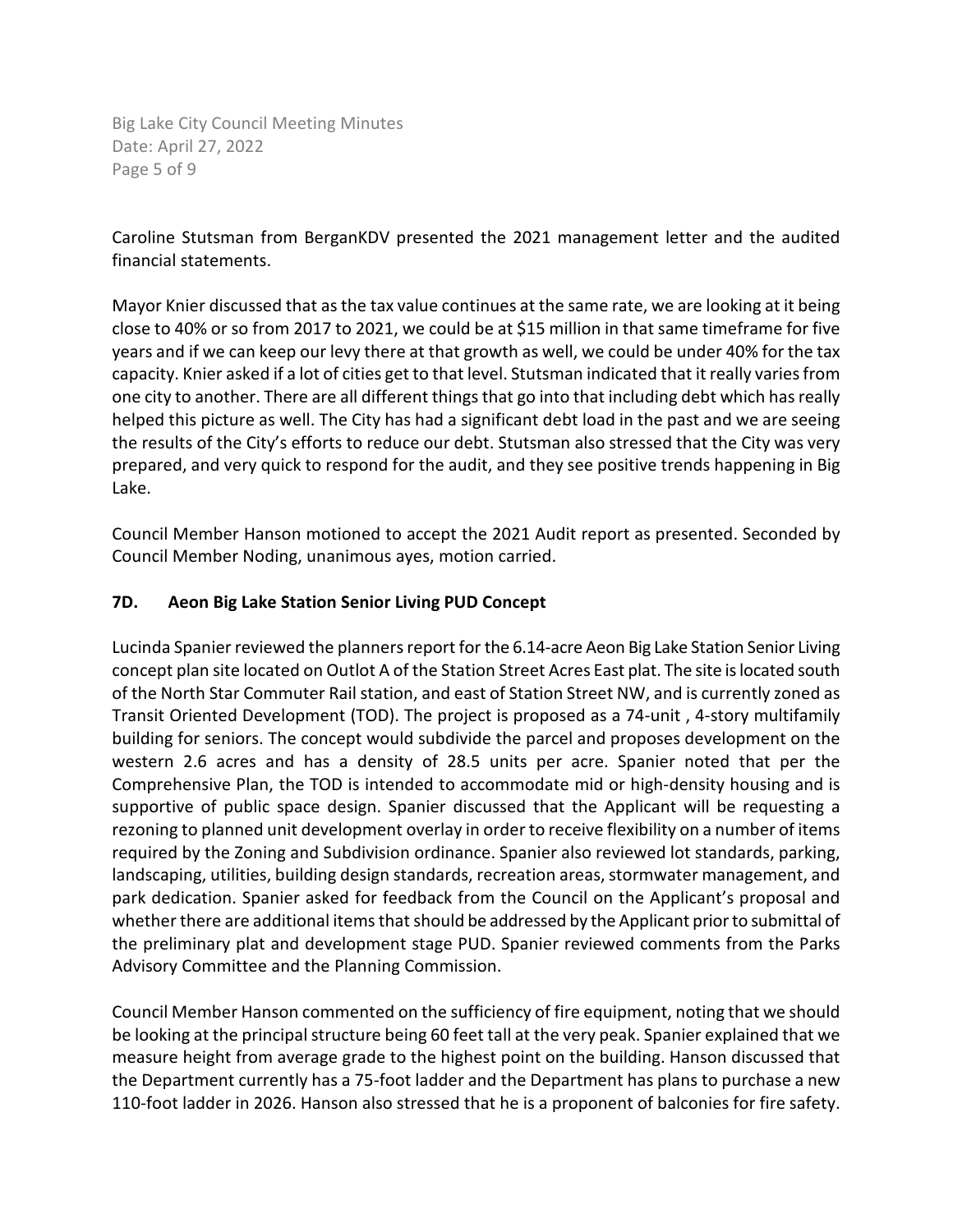Caroline Stutsman from BerganKDV presented the 2021 management letter and the audited financial statements.

Mayor Knier discussed that as the tax value continues at the same rate, we are looking at it being close to 40% or so from 2017 to 2021, we could be at $15 million in that same timeframe for five years and if we can keep our levy there at that growth as well, we could be under 40% for the tax capacity. Knier asked if a lot of cities get to that level. Stutsman indicated that it really varies from one city to another. There are all different things that go into that including debt which has really helped this picture as well. The City has had a significant debt load in the past and we are seeing the results of the City's efforts to reduce our debt. Stutsman also stressed that the City was very prepared, and very quick to respond for the audit, and they see positive trends happening in Big Lake.

Council Member Hanson motioned to accept the 2021 Audit report as presented. Seconded by Council Member Noding, unanimous ayes, motion carried.

### 7D. Aeon Big Lake Station Senior Living PUD Concept

Lucinda Spanier reviewed the planners report for the 6.14-acre Aeon Big Lake Station Senior Living concept plan site located on Outlot A of the Station Street Acres East plat. The site is located south of the North Star Commuter Rail station, and east of Station Street NW, and is currently zoned as Transit Oriented Development (TOD). The project is proposed as a 74-unit , 4-story multifamily building for seniors. The concept would subdivide the parcel and proposes development on the western 2.6 acres and has a density of 28.5 units per acre. Spanier noted that per the Comprehensive Plan, the TOD is intended to accommodate mid or high-density housing and is supportive of public space design. Spanier discussed that the Applicant will be requesting a rezoning to planned unit development overlay in order to receive flexibility on a number of items required by the Zoning and Subdivision ordinance. Spanier also reviewed lot standards, parking, landscaping, utilities, building design standards, recreation areas, stormwater management, and park dedication. Spanier asked for feedback from the Council on the Applicant's proposal and whether there are additional items that should be addressed by the Applicant prior to submittal of the preliminary plat and development stage PUD. Spanier reviewed comments from the Parks Advisory Committee and the Planning Commission.

Council Member Hanson commented on the sufficiency of fire equipment, noting that we should be looking at the principal structure being 60 feet tall at the very peak. Spanier explained that we measure height from average grade to the highest point on the building. Hanson discussed that the Department currently has a 75-foot ladder and the Department has plans to purchase a new 110-foot ladder in 2026. Hanson also stressed that he is a proponent of balconies for fire safety.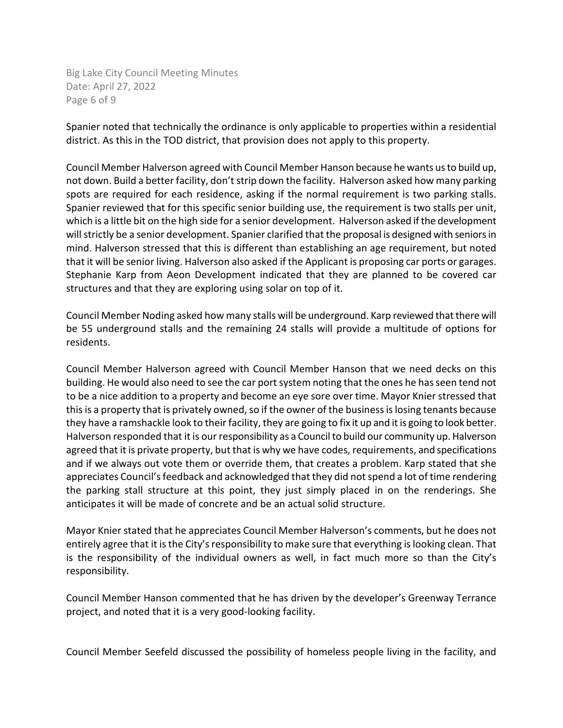Spanier noted that technically the ordinance is only applicable to properties within a residential district. As this in the TOD district, that provision does not apply to this property.

Council Member Halverson agreed with Council Member Hanson because he wants us to build up, not down. Build a better facility, don't strip down the facility. Halverson asked how many parking spots are required for each residence, asking if the normal requirement is two parking stalls. Spanier reviewed that for this specific senior building use, the requirement is two stalls per unit, which is a little bit on the high side for a senior development. Halverson asked if the development will strictly be a senior development. Spanier clarified that the proposal is designed with seniors in mind. Halverson stressed that this is different than establishing an age requirement, but noted that it will be senior living. Halverson also asked if the Applicant is proposing car ports or garages. Stephanie Karp from Aeon Development indicated that they are planned to be covered car structures and that they are exploring using solar on top of it.

Council Member Noding asked how many stalls will be underground. Karp reviewed that there will be 55 underground stalls and the remaining 24 stalls will provide a multitude of options for residents.

Council Member Halverson agreed with Council Member Hanson that we need decks on this building. He would also need to see the car port system noting that the ones he has seen tend not to be a nice addition to a property and become an eye sore over time. Mayor Knier stressed that this is a property that is privately owned, so if the owner of the business is losing tenants because they have a ramshackle look to their facility, they are going to fix it up and it is going to look better. Halverson responded that it is our responsibility as a Council to build our community up. Halverson agreed that it is private property, but that is why we have codes, requirements, and specifications and if we always out vote them or override them, that creates a problem. Karp stated that she appreciates Council's feedback and acknowledged that they did not spend a lot of time rendering the parking stall structure at this point, they just simply placed in on the renderings. She anticipates it will be made of concrete and be an actual solid structure.

Mayor Knier stated that he appreciates Council Member Halverson's comments, but he does not entirely agree that it is the City's responsibility to make sure that everything is looking clean. That is the responsibility of the individual owners as well, in fact much more so than the City's responsibility.

Council Member Hanson commented that he has driven by the developer's Greenway Terrance project, and noted that it is a very good-looking facility.

Council Member Seefeld discussed the possibility of homeless people living in the facility, and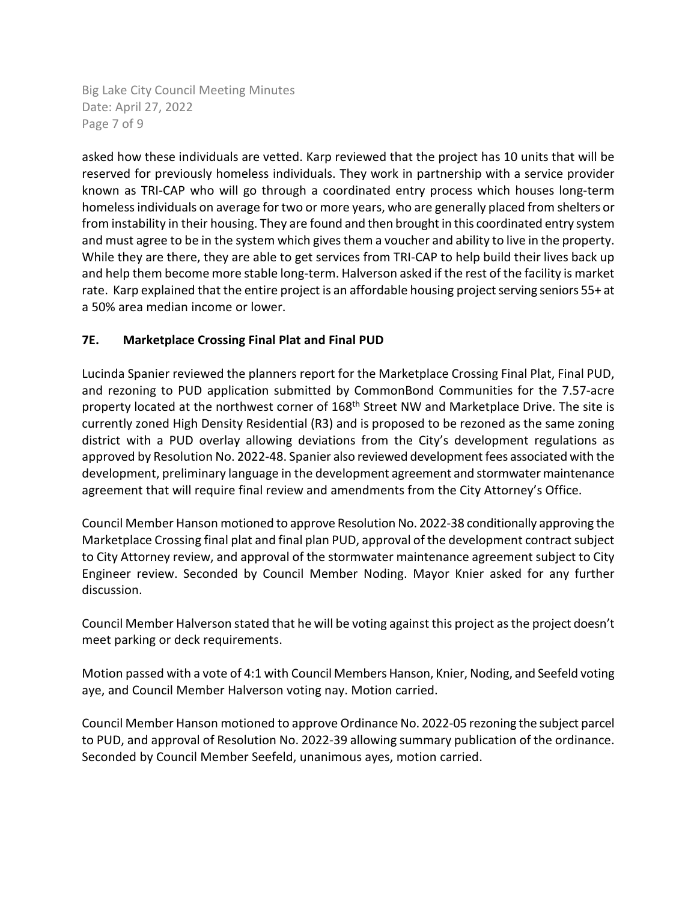asked how these individuals are vetted. Karp reviewed that the project has 10 units that will be reserved for previously homeless individuals. They work in partnership with a service provider known as TRI-CAP who will go through a coordinated entry process which houses long-term homeless individuals on average for two or more years, who are generally placed from shelters or from instability in their housing. They are found and then brought in this coordinated entry system and must agree to be in the system which gives them a voucher and ability to live in the property. While they are there, they are able to get services from TRI-CAP to help build their lives back up and help them become more stable long-term. Halverson asked if the rest of the facility is market rate. Karp explained that the entire project is an affordable housing project serving seniors 55+ at a 50% area median income or lower.

### 7E. Marketplace Crossing Final Plat and Final PUD

Lucinda Spanier reviewed the planners report for the Marketplace Crossing Final Plat, Final PUD, and rezoning to PUD application submitted by CommonBond Communities for the 7.57-acre property located at the northwest corner of 168th Street NW and Marketplace Drive. The site is currently zoned High Density Residential (R3) and is proposed to be rezoned as the same zoning district with a PUD overlay allowing deviations from the City's development regulations as approved by Resolution No. 2022-48. Spanier also reviewed development fees associated with the development, preliminary language in the development agreement and stormwater maintenance agreement that will require final review and amendments from the City Attorney's Office.

Council Member Hanson motioned to approve Resolution No. 2022-38 conditionally approving the Marketplace Crossing final plat and final plan PUD, approval of the development contract subject to City Attorney review, and approval of the stormwater maintenance agreement subject to City Engineer review. Seconded by Council Member Noding. Mayor Knier asked for any further discussion.

Council Member Halverson stated that he will be voting against this project as the project doesn't meet parking or deck requirements.

Motion passed with a vote of 4:1 with Council Members Hanson, Knier, Noding, and Seefeld voting aye, and Council Member Halverson voting nay. Motion carried.

Council Member Hanson motioned to approve Ordinance No. 2022-05 rezoning the subject parcel to PUD, and approval of Resolution No. 2022-39 allowing summary publication of the ordinance. Seconded by Council Member Seefeld, unanimous ayes, motion carried.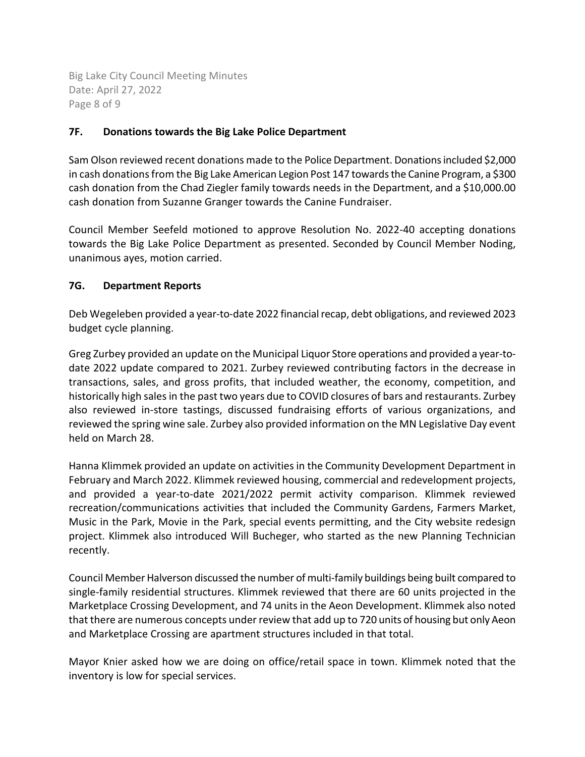### 7F. Donations towards the Big Lake Police Department

Sam Olson reviewed recent donations made to the Police Department. Donations included $2,000 in cash donations from the Big Lake American Legion Post 147 towards the Canine Program, a $300 cash donation from the Chad Ziegler family towards needs in the Department, and a $10,000.00 cash donation from Suzanne Granger towards the Canine Fundraiser.

Council Member Seefeld motioned to approve Resolution No. 2022-40 accepting donations towards the Big Lake Police Department as presented. Seconded by Council Member Noding, unanimous ayes, motion carried.

### 7G. Department Reports

Deb Wegeleben provided a year-to-date 2022 financial recap, debt obligations, and reviewed 2023 budget cycle planning.

Greg Zurbey provided an update on the Municipal Liquor Store operations and provided a year-to-date 2022 update compared to 2021. Zurbey reviewed contributing factors in the decrease in transactions, sales, and gross profits, that included weather, the economy, competition, and historically high sales in the past two years due to COVID closures of bars and restaurants. Zurbey also reviewed in-store tastings, discussed fundraising efforts of various organizations, and reviewed the spring wine sale. Zurbey also provided information on the MN Legislative Day event held on March 28.

Hanna Klimmek provided an update on activities in the Community Development Department in February and March 2022. Klimmek reviewed housing, commercial and redevelopment projects, and provided a year-to-date 2021/2022 permit activity comparison. Klimmek reviewed recreation/communications activities that included the Community Gardens, Farmers Market, Music in the Park, Movie in the Park, special events permitting, and the City website redesign project. Klimmek also introduced Will Bucheger, who started as the new Planning Technician recently.

Council Member Halverson discussed the number of multi-family buildings being built compared to single-family residential structures. Klimmek reviewed that there are 60 units projected in the Marketplace Crossing Development, and 74 units in the Aeon Development. Klimmek also noted that there are numerous concepts under review that add up to 720 units of housing but only Aeon and Marketplace Crossing are apartment structures included in that total.

Mayor Knier asked how we are doing on office/retail space in town. Klimmek noted that the inventory is low for special services.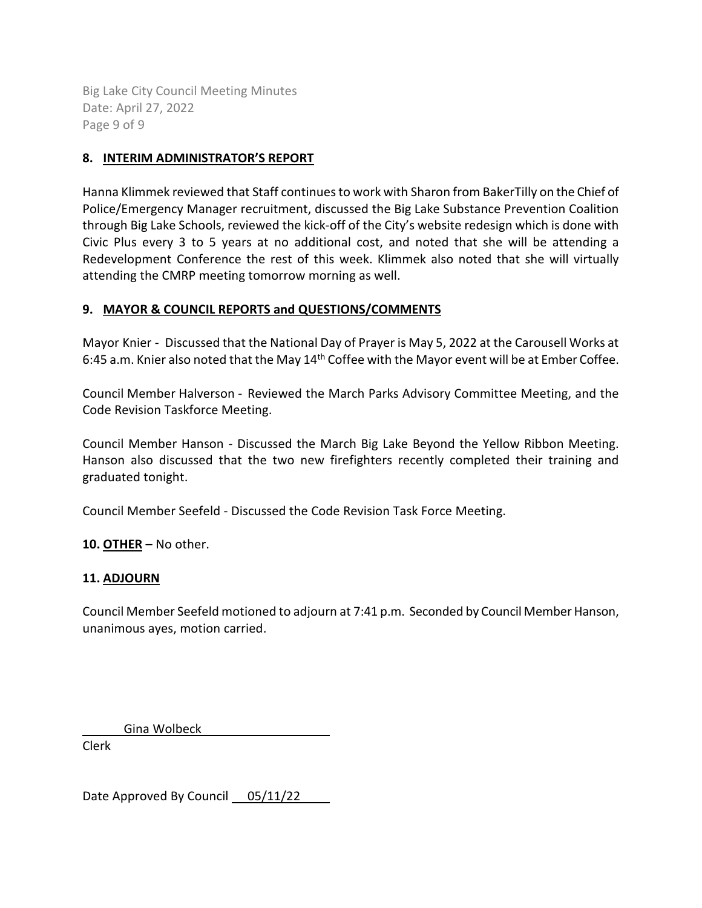## 8. INTERIM ADMINISTRATOR'S REPORT

Hanna Klimmek reviewed that Staff continues to work with Sharon from BakerTilly on the Chief of Police/Emergency Manager recruitment, discussed the Big Lake Substance Prevention Coalition through Big Lake Schools, reviewed the kick-off of the City's website redesign which is done with Civic Plus every 3 to 5 years at no additional cost, and noted that she will be attending a Redevelopment Conference the rest of this week. Klimmek also noted that she will virtually attending the CMRP meeting tomorrow morning as well.

## 9. MAYOR & COUNCIL REPORTS and QUESTIONS/COMMENTS

Mayor Knier - Discussed that the National Day of Prayer is May 5, 2022 at the Carousell Works at 6:45 a.m. Knier also noted that the May 14th Coffee with the Mayor event will be at Ember Coffee.

Council Member Halverson - Reviewed the March Parks Advisory Committee Meeting, and the Code Revision Taskforce Meeting.

Council Member Hanson - Discussed the March Big Lake Beyond the Yellow Ribbon Meeting. Hanson also discussed that the two new firefighters recently completed their training and graduated tonight.

Council Member Seefeld - Discussed the Code Revision Task Force Meeting.

**10. OTHER** – No other.

## 11. ADJOURN

Council Member Seefeld motioned to adjourn at 7:41 p.m. Seconded by Council Member Hanson, unanimous ayes, motion carried.

Gina Wolbeck
Clerk

Date Approved By Council 05/11/22